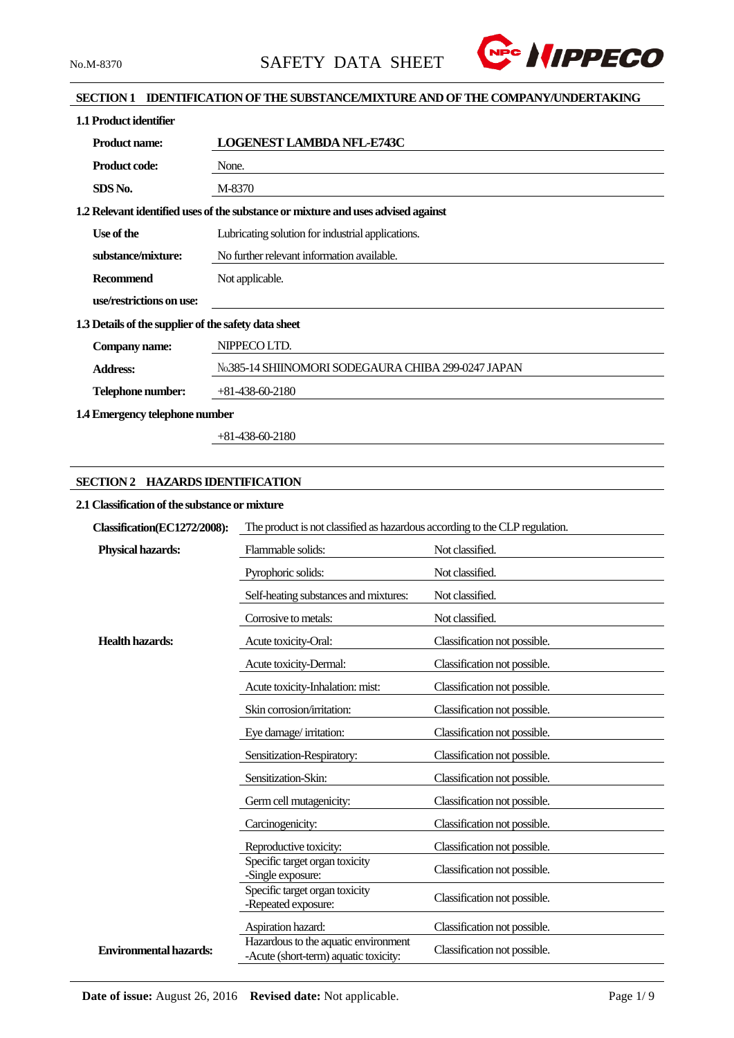No.M-8370

# SAFETY DATA SHEET

NIPPECO

## SECTION 1 IDENTIFICATION OF THE SUBSTANCE/MIXTURE AND OF THE COMPANY/UNDERTAKING

### 1.1 Product identifier

| | |
|---|---|
| **Product name:** | **LOGENEST LAMBDA NFL-E743C** |
| **Product code:** | None. |
| **SDS No.** | M-8370 |

### 1.2 Relevant identified uses of the substance or mixture and uses advised against

| | |
|---|---|
| **Use of the substance/mixture:** | Lubricating solution for industrial applications. No further relevant information available. |
| **Recommend use/restrictions on use:** | Not applicable. |

### 1.3 Details of the supplier of the safety data sheet

| | |
|---|---|
| **Company name:** | NIPPECO LTD. |
| **Address:** | №385-14 SHIINOMORI SODEGAURA CHIBA 299-0247 JAPAN |
| **Telephone number:** | +81-438-60-2180 |

### 1.4 Emergency telephone number

+81-438-60-2180

## SECTION 2 HAZARDS IDENTIFICATION

### 2.1 Classification of the substance or mixture

**Classification(EC1272/2008):** The product is not classified as hazardous according to the CLP regulation.

| | | |
|---|---|---|
| **Physical hazards:** | Flammable solids: | Not classified. |
| | Pyrophoric solids: | Not classified. |
| | Self-heating substances and mixtures: | Not classified. |
| | Corrosive to metals: | Not classified. |
| **Health hazards:** | Acute toxicity-Oral: | Classification not possible. |
| | Acute toxicity-Dermal: | Classification not possible. |
| | Acute toxicity-Inhalation: mist: | Classification not possible. |
| | Skin corrosion/irritation: | Classification not possible. |
| | Eye damage/ irritation: | Classification not possible. |
| | Sensitization-Respiratory: | Classification not possible. |
| | Sensitization-Skin: | Classification not possible. |
| | Germ cell mutagenicity: | Classification not possible. |
| | Carcinogenicity: | Classification not possible. |
| | Reproductive toxicity: | Classification not possible. |
| | Specific target organ toxicity -Single exposure: | Classification not possible. |
| | Specific target organ toxicity -Repeated exposure: | Classification not possible. |
| | Aspiration hazard: | Classification not possible. |
| **Environmental hazards:** | Hazardous to the aquatic environment -Acute (short-term) aquatic toxicity: | Classification not possible. |

**Date of issue:** August 26, 2016 **Revised date:** Not applicable.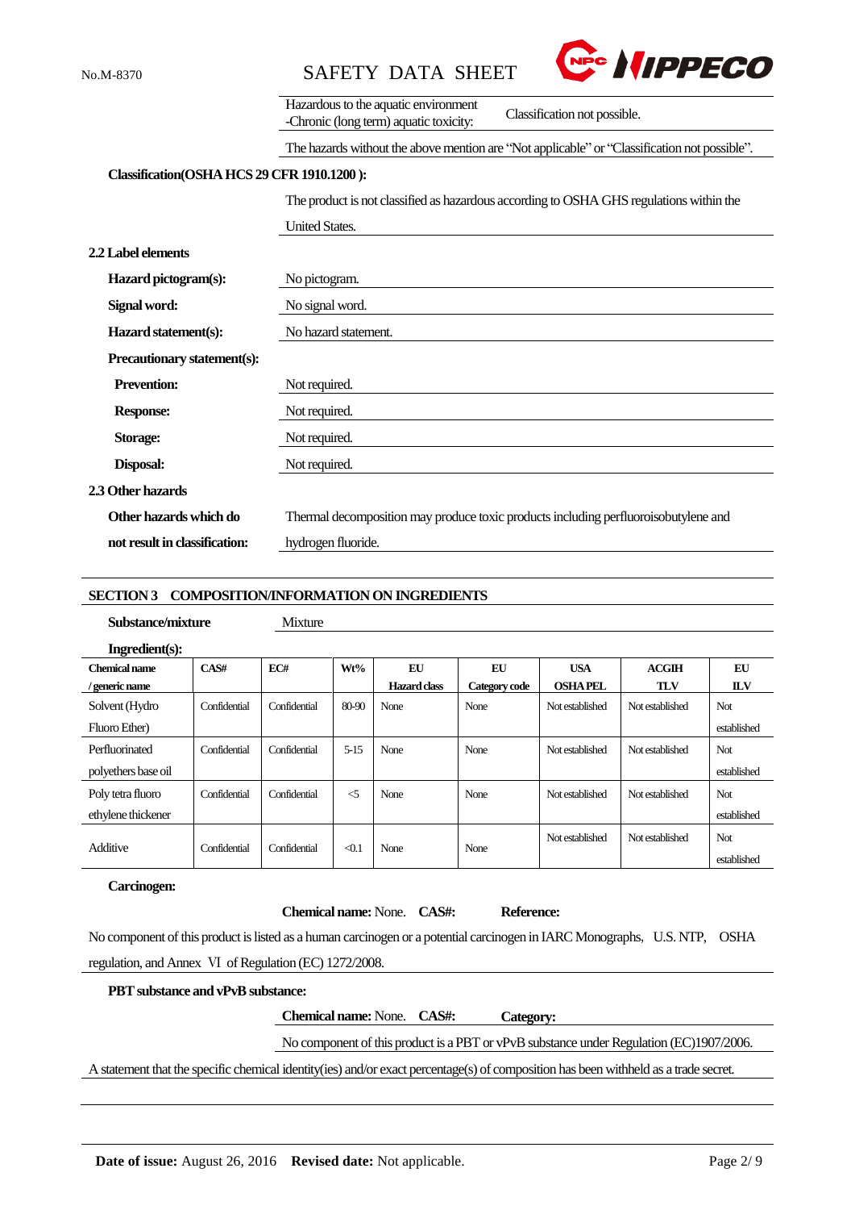| | |
|---|---|
| Hazardous to the aquatic environment -Chronic (long term) aquatic toxicity: | Classification not possible. |

The hazards without the above mention are “Not applicable” or “Classification not possible”.

**Classification(OSHA HCS 29 CFR 1910.1200 ):**

The product is not classified as hazardous according to OSHA GHS regulations within the United States.

**2.2 Label elements**

**Hazard pictogram(s):** No pictogram.

**Signal word:** No signal word.

**Hazard statement(s):** No hazard statement.

**Precautionary statement(s):**

**Prevention:** Not required.

**Response:** Not required.

**Storage:** Not required.

**Disposal:** Not required.

**2.3 Other hazards**

**Other hazards which do not result in classification:** Thermal decomposition may produce toxic products including perfluoroisobutylene and hydrogen fluoride.

## SECTION 3 COMPOSITION/INFORMATION ON INGREDIENTS

**Substance/mixture** Mixture

**Ingredient(s):**

| Chemical name / generic name | CAS# | EC# | Wt% | EU Hazard class | EU Category code | USA OSHA PEL | ACGIH TLV | EU ILV |
|---|---|---|---|---|---|---|---|---|
| Solvent (Hydro Fluoro Ether) | Confidential | Confidential | 80-90 | None | None | Not established | Not established | Not established |
| Perfluorinated polyethers base oil | Confidential | Confidential | 5-15 | None | None | Not established | Not established | Not established |
| Poly tetra fluoro ethylene thickener | Confidential | Confidential | <5 | None | None | Not established | Not established | Not established |
| Additive | Confidential | Confidential | <0.1 | None | None | Not established | Not established | Not established |

**Carcinogen:**

**Chemical name:** None. **CAS#:** **Reference:**

No component of this product is listed as a human carcinogen or a potential carcinogen in IARC Monographs, U.S. NTP, OSHA regulation, and Annex Ⅵ of Regulation (EC) 1272/2008.

**PBT substance and vPvB substance:**

**Chemical name:** None. **CAS#:** **Category:**

No component of this product is a PBT or vPvB substance under Regulation (EC)1907/2006.

A statement that the specific chemical identity(ies) and/or exact percentage(s) of composition has been withheld as a trade secret.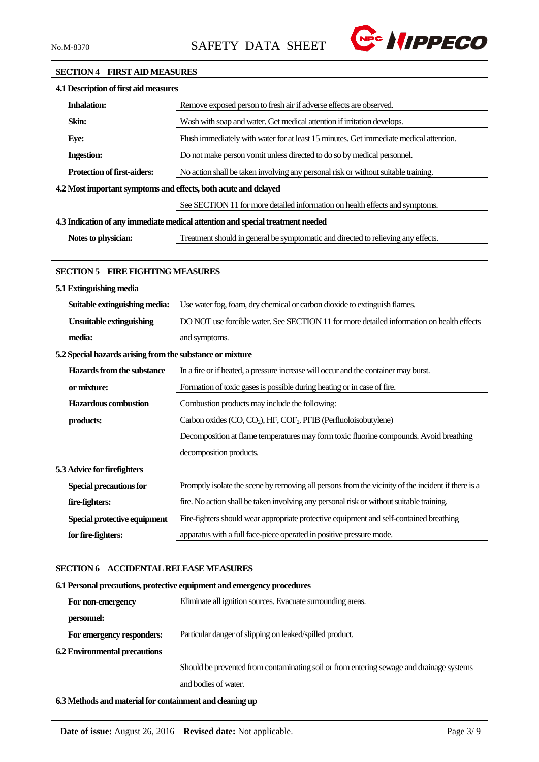## SECTION 4 FIRST AID MEASURES

### 4.1 Description of first aid measures

| | |
|---|---|
| **Inhalation:** | Remove exposed person to fresh air if adverse effects are observed. |
| **Skin:** | Wash with soap and water. Get medical attention if irritation develops. |
| **Eye:** | Flush immediately with water for at least 15 minutes. Get immediate medical attention. |
| **Ingestion:** | Do not make person vomit unless directed to do so by medical personnel. |
| **Protection of first-aiders:** | No action shall be taken involving any personal risk or without suitable training. |

### 4.2 Most important symptoms and effects, both acute and delayed

See SECTION 11 for more detailed information on health effects and symptoms.

### 4.3 Indication of any immediate medical attention and special treatment needed

| | |
|---|---|
| **Notes to physician:** | Treatment should in general be symptomatic and directed to relieving any effects. |

## SECTION 5 FIRE FIGHTING MEASURES

### 5.1 Extinguishing media

| | |
|---|---|
| **Suitable extinguishing media:** | Use water fog, foam, dry chemical or carbon dioxide to extinguish flames. |
| **Unsuitable extinguishing media:** | DO NOT use forcible water. See SECTION 11 for more detailed information on health effects and symptoms. |

### 5.2 Special hazards arising from the substance or mixture

| | |
|---|---|
| **Hazards from the substance or mixture:** | In a fire or if heated, a pressure increase will occur and the container may burst. Formation of toxic gases is possible during heating or in case of fire. |
| **Hazardous combustion products:** | Combustion products may include the following: Carbon oxides (CO, $CO_2$), HF, $COF_2$. PFIB (Perfluoloisobutylene) Decomposition at flame temperatures may form toxic fluorine compounds. Avoid breathing decomposition products. |

### 5.3 Advice for firefighters

| | |
|---|---|
| **Special precautions for fire-fighters:** | Promptly isolate the scene by removing all persons from the vicinity of the incident if there is a fire. No action shall be taken involving any personal risk or without suitable training. |
| **Special protective equipment for fire-fighters:** | Fire-fighters should wear appropriate protective equipment and self-contained breathing apparatus with a full face-piece operated in positive pressure mode. |

## SECTION 6 ACCIDENTAL RELEASE MEASURES

### 6.1 Personal precautions, protective equipment and emergency procedures

| | |
|---|---|
| **For non-emergency personnel:** | Eliminate all ignition sources. Evacuate surrounding areas. |
| **For emergency responders:** | Particular danger of slipping on leaked/spilled product. |

### 6.2 Environmental precautions

Should be prevented from contaminating soil or from entering sewage and drainage systems and bodies of water.

### 6.3 Methods and material for containment and cleaning up

**Date of issue:** August 26, 2016 **Revised date:** Not applicable.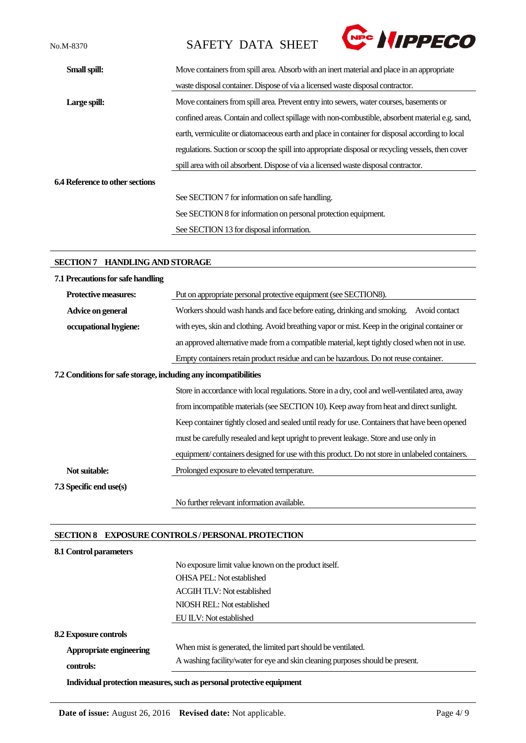| | |
|---|---|
| **Small spill:** | Move containers from spill area. Absorb with an inert material and place in an appropriate waste disposal container. Dispose of via a licensed waste disposal contractor. |
| **Large spill:** | Move containers from spill area. Prevent entry into sewers, water courses, basements or confined areas. Contain and collect spillage with non-combustible, absorbent material e.g. sand, earth, vermiculite or diatomaceous earth and place in container for disposal according to local regulations. Suction or scoop the spill into appropriate disposal or recycling vessels, then cover spill area with oil absorbent. Dispose of via a licensed waste disposal contractor. |

**6.4 Reference to other sections**

See SECTION 7 for information on safe handling.
See SECTION 8 for information on personal protection equipment.
See SECTION 13 for disposal information.

## SECTION 7 HANDLING AND STORAGE

**7.1 Precautions for safe handling**

| | |
|---|---|
| **Protective measures:** | Put on appropriate personal protective equipment (see SECTION8). |
| **Advice on general occupational hygiene:** | Workers should wash hands and face before eating, drinking and smoking. Avoid contact with eyes, skin and clothing. Avoid breathing vapor or mist. Keep in the original container or an approved alternative made from a compatible material, kept tightly closed when not in use. Empty containers retain product residue and can be hazardous. Do not reuse container. |

**7.2 Conditions for safe storage, including any incompatibilities**

Store in accordance with local regulations. Store in a dry, cool and well-ventilated area, away from incompatible materials (see SECTION 10). Keep away from heat and direct sunlight. Keep container tightly closed and sealed until ready for use. Containers that have been opened must be carefully resealed and kept upright to prevent leakage. Store and use only in equipment/ containers designed for use with this product. Do not store in unlabeled containers.

| | |
|---|---|
| **Not suitable:** | Prolonged exposure to elevated temperature. |

**7.3 Specific end use(s)**

No further relevant information available.

## SECTION 8 EXPOSURE CONTROLS / PERSONAL PROTECTION

**8.1 Control parameters**

No exposure limit value known on the product itself.
OHSA PEL: Not established
ACGIH TLV: Not established
NIOSH REL: Not established
EU ILV: Not established

**8.2 Exposure controls**

| | |
|---|---|
| **Appropriate engineering controls:** | When mist is generated, the limited part should be ventilated. A washing facility/water for eye and skin cleaning purposes should be present. |

**Individual protection measures, such as personal protective equipment**

**Date of issue:** August 26, 2016 **Revised date:** Not applicable.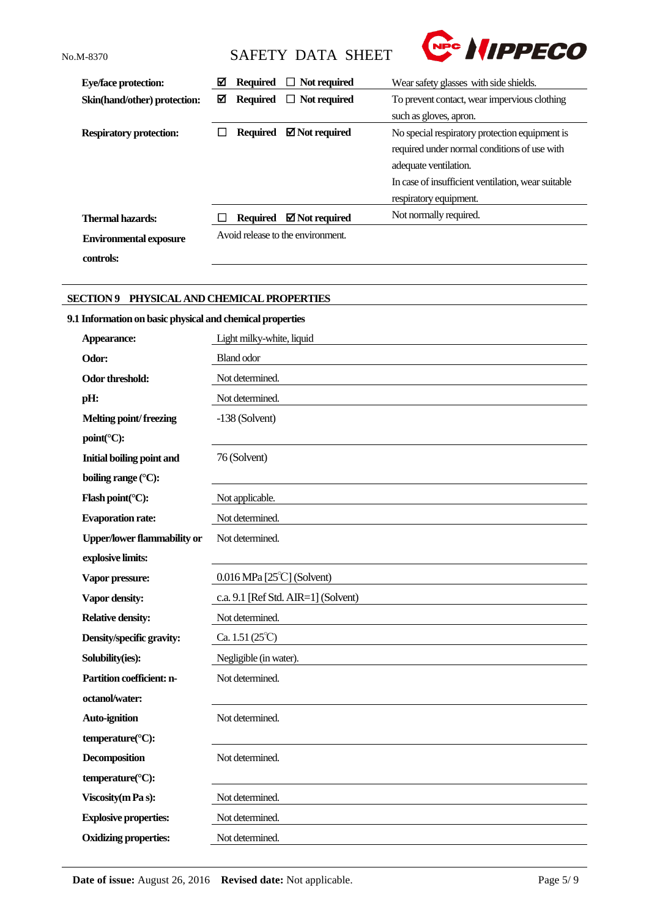| | | |
|---|---|---|
| **Eye/face protection:** | ☑ **Required** ☐ **Not required** | Wear safety glasses with side shields. |
| **Skin(hand/other) protection:** | ☑ **Required** ☐ **Not required** | To prevent contact, wear impervious clothing such as gloves, apron. |
| **Respiratory protection:** | ☐ **Required** ☑ **Not required** | No special respiratory protection equipment is required under normal conditions of use with adequate ventilation. In case of insufficient ventilation, wear suitable respiratory equipment. |
| **Thermal hazards:** | ☐ **Required** ☑ **Not required** | Not normally required. |
| **Environmental exposure controls:** | Avoid release to the environment. | |

## SECTION 9 PHYSICAL AND CHEMICAL PROPERTIES

### 9.1 Information on basic physical and chemical properties

| | |
|---|---|
| **Appearance:** | Light milky-white, liquid |
| **Odor:** | Bland odor |
| **Odor threshold:** | Not determined. |
| **pH:** | Not determined. |
| **Melting point/ freezing point(°C):** | -138 (Solvent) |
| **Initial boiling point and boiling range (°C):** | 76 (Solvent) |
| **Flash point(°C):** | Not applicable. |
| **Evaporation rate:** | Not determined. |
| **Upper/lower flammability or explosive limits:** | Not determined. |
| **Vapor pressure:** | 0.016 MPa [25℃] (Solvent) |
| **Vapor density:** | c.a. 9.1 [Ref Std. AIR=1] (Solvent) |
| **Relative density:** | Not determined. |
| **Density/specific gravity:** | Ca. 1.51 (25℃) |
| **Solubility(ies):** | Negligible (in water). |
| **Partition coefficient: n-octanol/water:** | Not determined. |
| **Auto-ignition temperature(°C):** | Not determined. |
| **Decomposition temperature(°C):** | Not determined. |
| **Viscosity(m Pa s):** | Not determined. |
| **Explosive properties:** | Not determined. |
| **Oxidizing properties:** | Not determined. |

**Date of issue:** August 26, 2016 **Revised date:** Not applicable.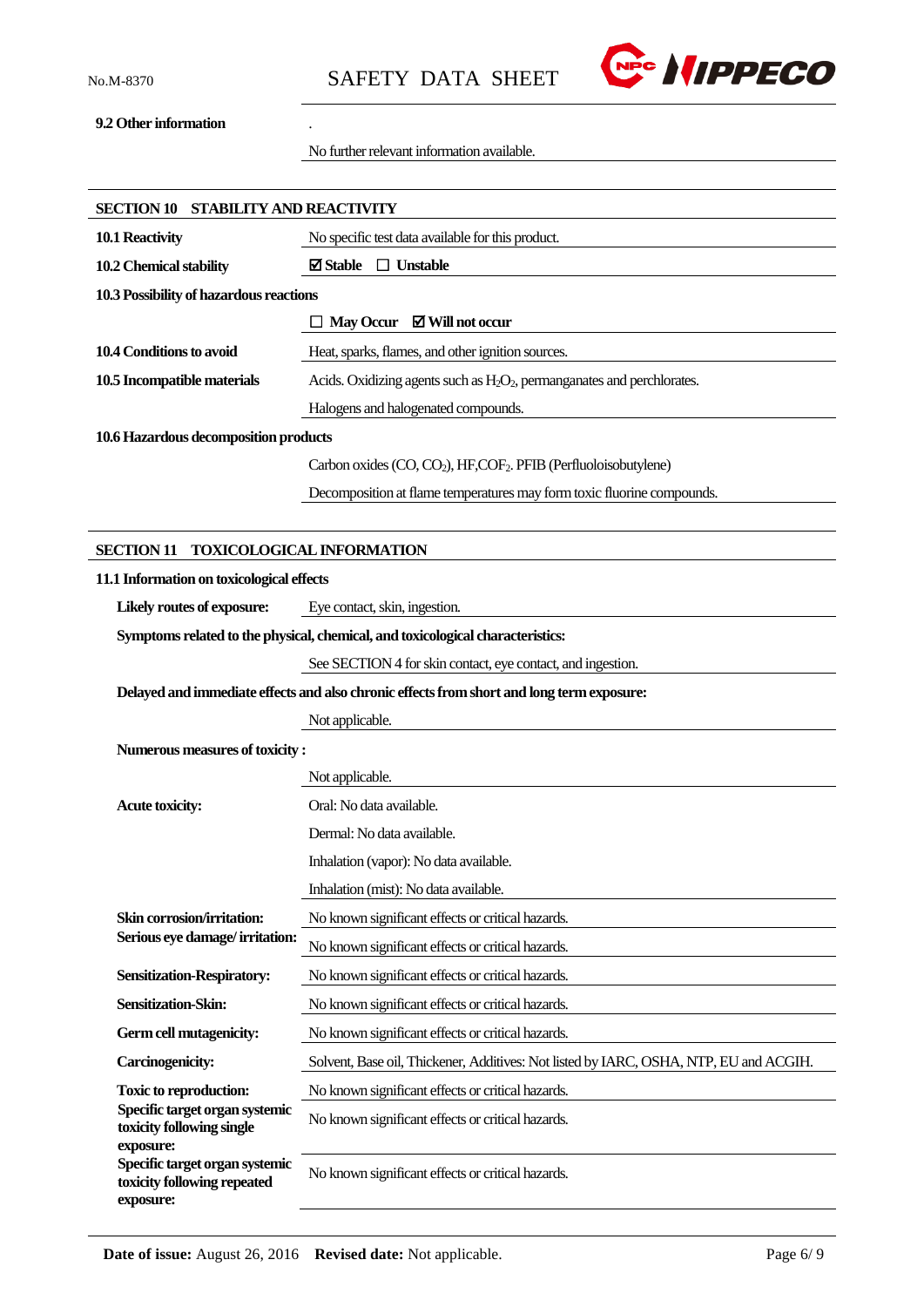**9.2 Other information**

.

No further relevant information available.

## SECTION 10 STABILITY AND REACTIVITY

| | |
|---|---|
| **10.1 Reactivity** | No specific test data available for this product. |
| **10.2 Chemical stability** | ☑ **Stable** ☐ **Unstable** |
| **10.3 Possibility of hazardous reactions** | |
| | ☐ **May Occur** ☑ **Will not occur** |
| **10.4 Conditions to avoid** | Heat, sparks, flames, and other ignition sources. |
| **10.5 Incompatible materials** | Acids. Oxidizing agents such as $H_2O_2$, permanganates and perchlorates. |
| | Halogens and halogenated compounds. |
| **10.6 Hazardous decomposition products** | |
| | Carbon oxides (CO, $CO_2$), HF,$COF_2$. PFIB (Perfluoloisobutylene) |
| | Decomposition at flame temperatures may form toxic fluorine compounds. |

## SECTION 11 TOXICOLOGICAL INFORMATION

**11.1 Information on toxicological effects**

| | |
|---|---|
| **Likely routes of exposure:** | Eye contact, skin, ingestion. |
| **Symptoms related to the physical, chemical, and toxicological characteristics:** | |
| | See SECTION 4 for skin contact, eye contact, and ingestion. |
| **Delayed and immediate effects and also chronic effects from short and long term exposure:** | |
| | Not applicable. |
| **Numerous measures of toxicity :** | |
| | Not applicable. |
| **Acute toxicity:** | Oral: No data available. |
| | Dermal: No data available. |
| | Inhalation (vapor): No data available. |
| | Inhalation (mist): No data available. |
| **Skin corrosion/irritation:** | No known significant effects or critical hazards. |
| **Serious eye damage/ irritation:** | No known significant effects or critical hazards. |
| **Sensitization-Respiratory:** | No known significant effects or critical hazards. |
| **Sensitization-Skin:** | No known significant effects or critical hazards. |
| **Germ cell mutagenicity:** | No known significant effects or critical hazards. |
| **Carcinogenicity:** | Solvent, Base oil, Thickener, Additives: Not listed by IARC, OSHA, NTP, EU and ACGIH. |
| **Toxic to reproduction:** | No known significant effects or critical hazards. |
| **Specific target organ systemic toxicity following single exposure:** | No known significant effects or critical hazards. |
| **Specific target organ systemic toxicity following repeated exposure:** | No known significant effects or critical hazards. |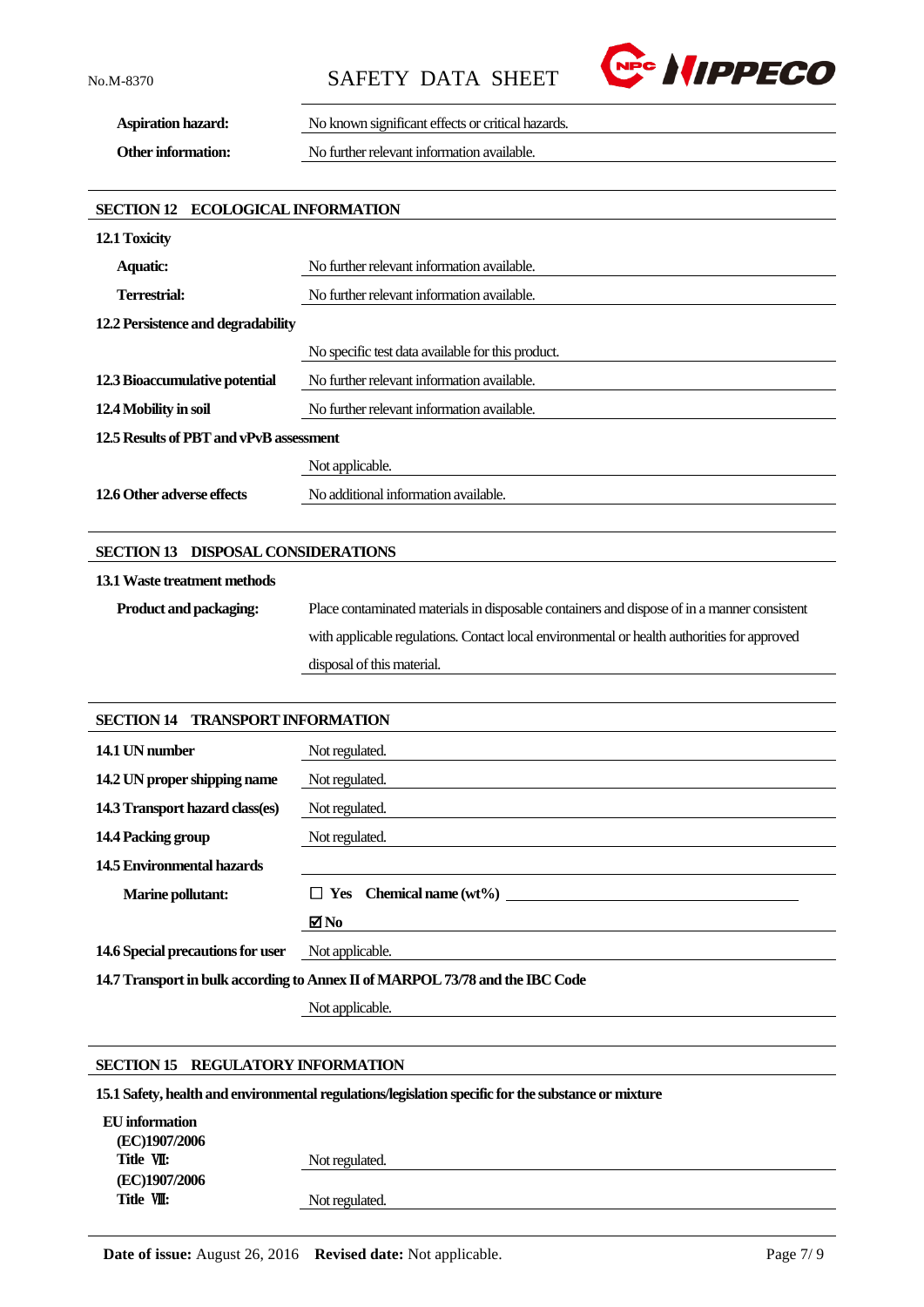| | |
|---|---|
| **Aspiration hazard:** | No known significant effects or critical hazards. |
| **Other information:** | No further relevant information available. |

## SECTION 12 ECOLOGICAL INFORMATION

**12.1 Toxicity**

| | |
|---|---|
| **Aquatic:** | No further relevant information available. |
| **Terrestrial:** | No further relevant information available. |

**12.2 Persistence and degradability**

| | |
|---|---|
| | No specific test data available for this product. |
| **12.3 Bioaccumulative potential** | No further relevant information available. |
| **12.4 Mobility in soil** | No further relevant information available. |

**12.5 Results of PBT and vPvB assessment**

| | |
|---|---|
| | Not applicable. |
| **12.6 Other adverse effects** | No additional information available. |

## SECTION 13 DISPOSAL CONSIDERATIONS

**13.1 Waste treatment methods**

| | |
|---|---|
| **Product and packaging:** | Place contaminated materials in disposable containers and dispose of in a manner consistent with applicable regulations. Contact local environmental or health authorities for approved disposal of this material. |

## SECTION 14 TRANSPORT INFORMATION

| | |
|---|---|
| **14.1 UN number** | Not regulated. |
| **14.2 UN proper shipping name** | Not regulated. |
| **14.3 Transport hazard class(es)** | Not regulated. |
| **14.4 Packing group** | Not regulated. |
| **14.5 Environmental hazards** | |
| **Marine pollutant:** | ☐ **Yes Chemical name (wt%)** |
| | ☑ **No** |
| **14.6 Special precautions for user** | Not applicable. |

**14.7 Transport in bulk according to Annex II of MARPOL 73/78 and the IBC Code**

| | |
|---|---|
| | Not applicable. |

## SECTION 15 REGULATORY INFORMATION

**15.1 Safety, health and environmental regulations/legislation specific for the substance or mixture**

**EU information**

| | |
|---|---|
| **(EC)1907/2006 Title Ⅶ:** | Not regulated. |
| **(EC)1907/2006 Title Ⅷ:** | Not regulated. |

**Date of issue:** August 26, 2016 **Revised date:** Not applicable.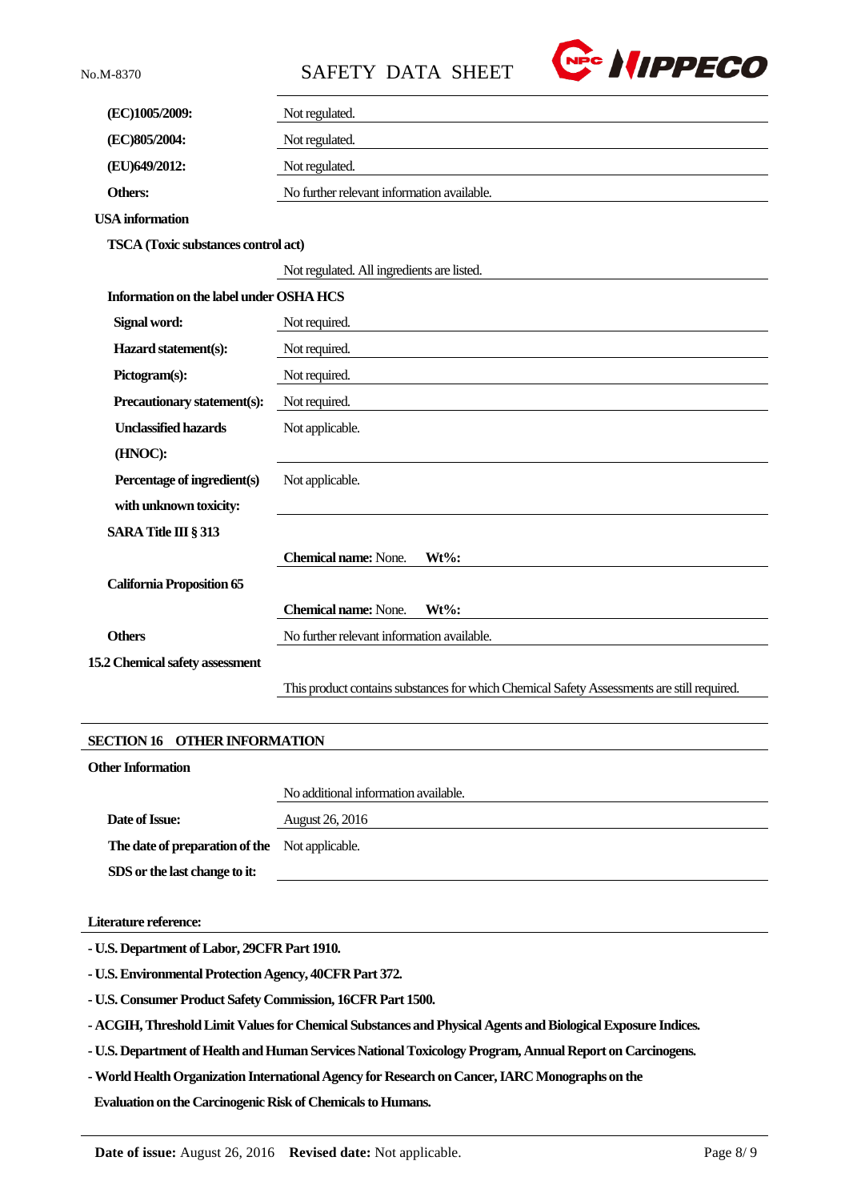| | |
|---|---|
| **(EC)1005/2009:** | Not regulated. |
| **(EC)805/2004:** | Not regulated. |
| **(EU)649/2012:** | Not regulated. |
| **Others:** | No further relevant information available. |

**USA information**

**TSCA (Toxic substances control act)**

Not regulated. All ingredients are listed.

**Information on the label under OSHA HCS**

| | |
|---|---|
| **Signal word:** | Not required. |
| **Hazard statement(s):** | Not required. |
| **Pictogram(s):** | Not required. |
| **Precautionary statement(s):** | Not required. |
| **Unclassified hazards (HNOC):** | Not applicable. |
| **Percentage of ingredient(s) with unknown toxicity:** | Not applicable. |

**SARA Title III § 313**

**Chemical name:** None. **Wt%:**

**California Proposition 65**

**Chemical name:** None. **Wt%:**

**Others**

No further relevant information available.

**15.2 Chemical safety assessment**

This product contains substances for which Chemical Safety Assessments are still required.

## SECTION 16 OTHER INFORMATION

**Other Information**

No additional information available.

| | |
|---|---|
| **Date of Issue:** | August 26, 2016 |
| **The date of preparation of the SDS or the last change to it:** | Not applicable. |

**Literature reference:**

- **U.S. Department of Labor, 29CFR Part 1910.**
- **U.S. Environmental Protection Agency, 40CFR Part 372.**
- **U.S. Consumer Product Safety Commission, 16CFR Part 1500.**
- **ACGIH, Threshold Limit Values for Chemical Substances and Physical Agents and Biological Exposure Indices.**
- **U.S. Department of Health and Human Services National Toxicology Program, Annual Report on Carcinogens.**
- **World Health Organization International Agency for Research on Cancer, IARC Monographs on the Evaluation on the Carcinogenic Risk of Chemicals to Humans.**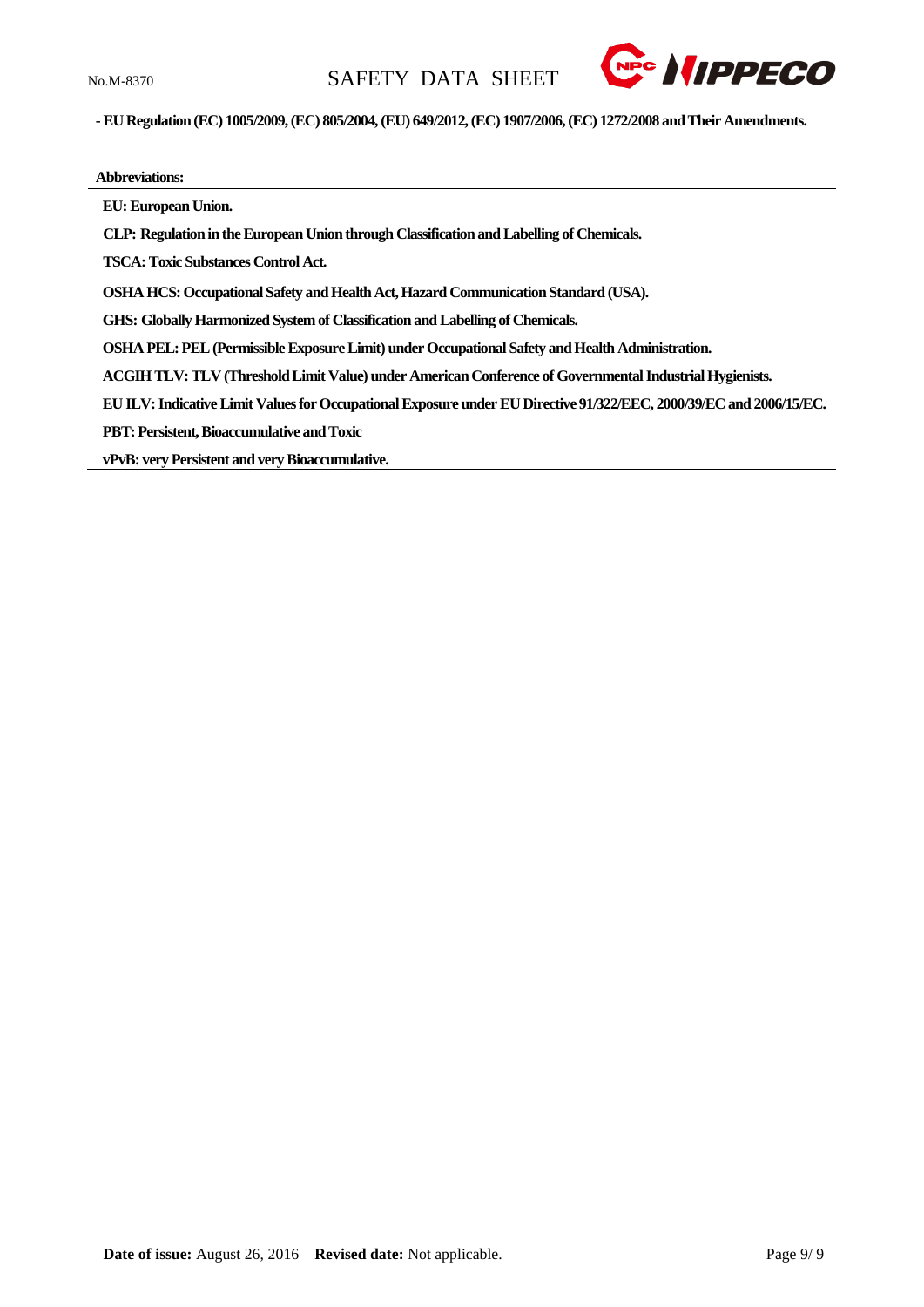**- EU Regulation (EC) 1005/2009, (EC) 805/2004, (EU) 649/2012, (EC) 1907/2006, (EC) 1272/2008 and Their Amendments.**

**Abbreviations:**

**EU: European Union.**

**CLP: Regulation in the European Union through Classification and Labelling of Chemicals.**

**TSCA: Toxic Substances Control Act.**

**OSHA HCS: Occupational Safety and Health Act, Hazard Communication Standard (USA).**

**GHS: Globally Harmonized System of Classification and Labelling of Chemicals.**

**OSHA PEL: PEL (Permissible Exposure Limit) under Occupational Safety and Health Administration.**

**ACGIH TLV: TLV (Threshold Limit Value) under American Conference of Governmental Industrial Hygienists.**

**EU ILV: Indicative Limit Values for Occupational Exposure under EU Directive 91/322/EEC, 2000/39/EC and 2006/15/EC.**

**PBT: Persistent, Bioaccumulative and Toxic**

**vPvB: very Persistent and very Bioaccumulative.**